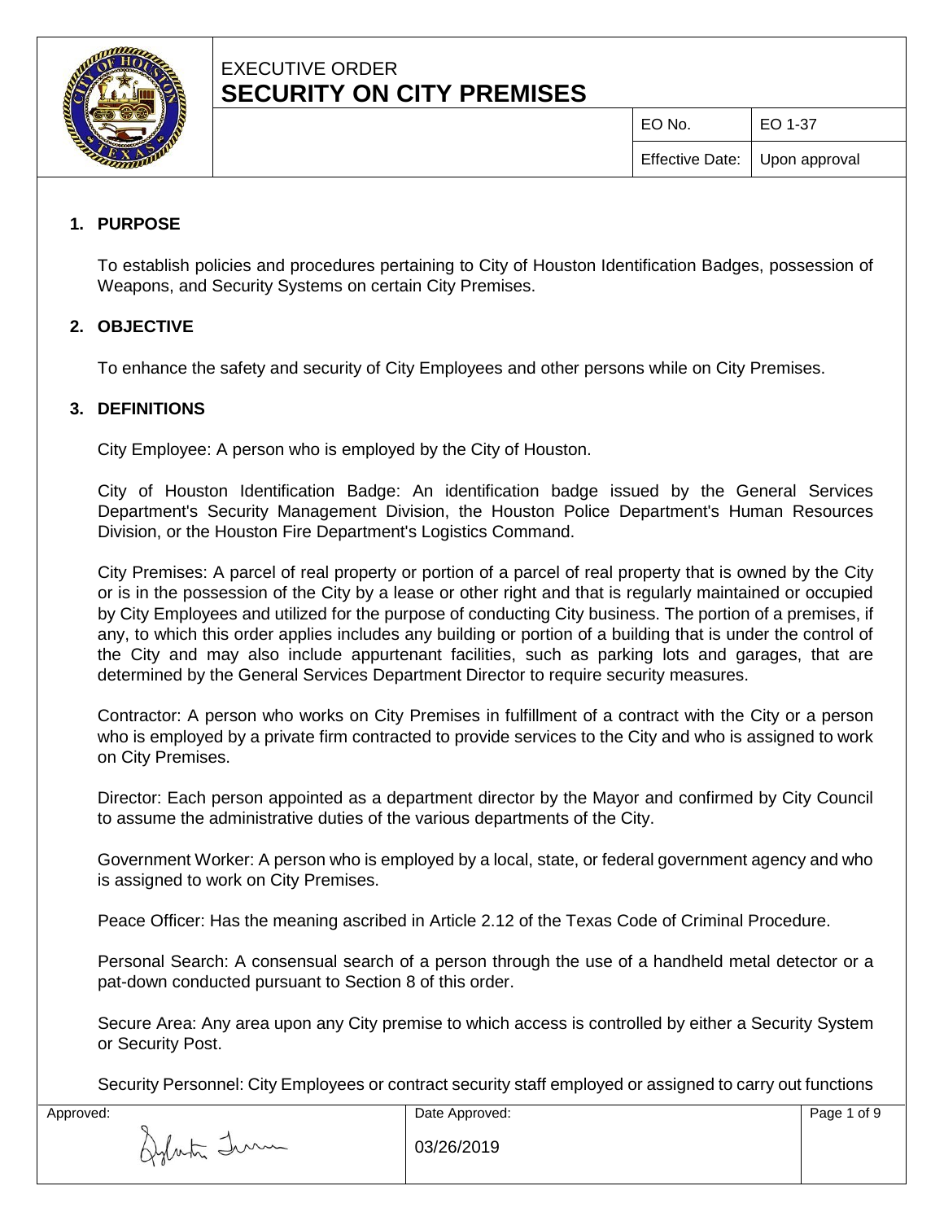# EXECUTIVE ORDER
# SECURITY ON CITY PREMISES

| EO No. | EO 1-37 |
| --- | --- |
| Effective Date: | Upon approval |

## 1. PURPOSE

To establish policies and procedures pertaining to City of Houston Identification Badges, possession of Weapons, and Security Systems on certain City Premises.

## 2. OBJECTIVE

To enhance the safety and security of City Employees and other persons while on City Premises.

## 3. DEFINITIONS

City Employee: A person who is employed by the City of Houston.

City of Houston Identification Badge: An identification badge issued by the General Services Department's Security Management Division, the Houston Police Department's Human Resources Division, or the Houston Fire Department's Logistics Command.

City Premises: A parcel of real property or portion of a parcel of real property that is owned by the City or is in the possession of the City by a lease or other right and that is regularly maintained or occupied by City Employees and utilized for the purpose of conducting City business. The portion of a premises, if any, to which this order applies includes any building or portion of a building that is under the control of the City and may also include appurtenant facilities, such as parking lots and garages, that are determined by the General Services Department Director to require security measures.

Contractor: A person who works on City Premises in fulfillment of a contract with the City or a person who is employed by a private firm contracted to provide services to the City and who is assigned to work on City Premises.

Director: Each person appointed as a department director by the Mayor and confirmed by City Council to assume the administrative duties of the various departments of the City.

Government Worker: A person who is employed by a local, state, or federal government agency and who is assigned to work on City Premises.

Peace Officer: Has the meaning ascribed in Article 2.12 of the Texas Code of Criminal Procedure.

Personal Search: A consensual search of a person through the use of a handheld metal detector or a pat-down conducted pursuant to Section 8 of this order.

Secure Area: Any area upon any City premise to which access is controlled by either a Security System or Security Post.

Security Personnel: City Employees or contract security staff employed or assigned to carry out functions

| Approved: | Date Approved: |
| --- | --- |
| [signature] | 03/26/2019 |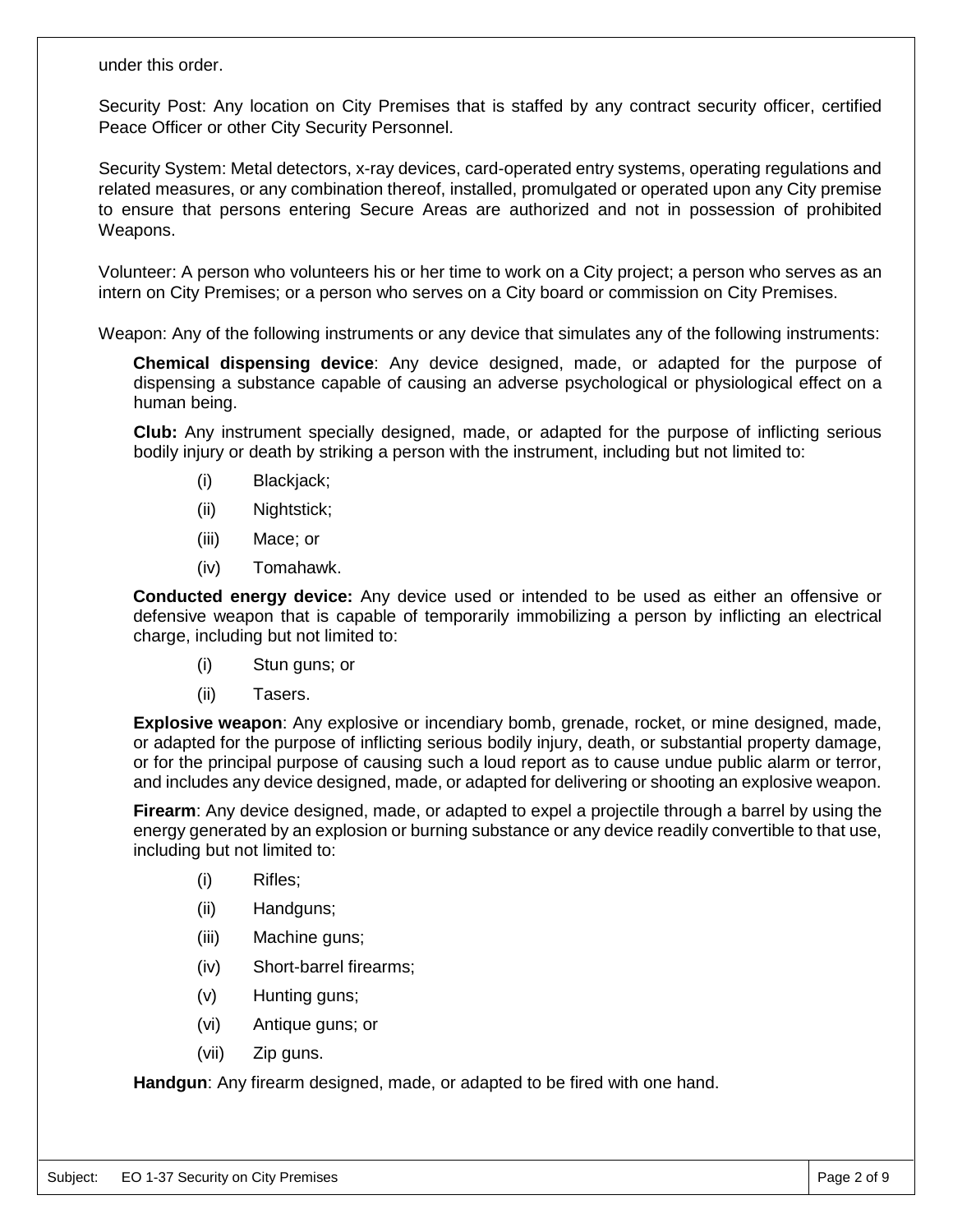under this order.

Security Post: Any location on City Premises that is staffed by any contract security officer, certified Peace Officer or other City Security Personnel.

Security System: Metal detectors, x-ray devices, card-operated entry systems, operating regulations and related measures, or any combination thereof, installed, promulgated or operated upon any City premise to ensure that persons entering Secure Areas are authorized and not in possession of prohibited Weapons.

Volunteer: A person who volunteers his or her time to work on a City project; a person who serves as an intern on City Premises; or a person who serves on a City board or commission on City Premises.

Weapon: Any of the following instruments or any device that simulates any of the following instruments:

**Chemical dispensing device**: Any device designed, made, or adapted for the purpose of dispensing a substance capable of causing an adverse psychological or physiological effect on a human being.

**Club:** Any instrument specially designed, made, or adapted for the purpose of inflicting serious bodily injury or death by striking a person with the instrument, including but not limited to:

- (i) Blackjack;
- (ii) Nightstick;
- (iii) Mace; or
- (iv) Tomahawk.

**Conducted energy device:** Any device used or intended to be used as either an offensive or defensive weapon that is capable of temporarily immobilizing a person by inflicting an electrical charge, including but not limited to:

- (i) Stun guns; or
- (ii) Tasers.

**Explosive weapon**: Any explosive or incendiary bomb, grenade, rocket, or mine designed, made, or adapted for the purpose of inflicting serious bodily injury, death, or substantial property damage, or for the principal purpose of causing such a loud report as to cause undue public alarm or terror, and includes any device designed, made, or adapted for delivering or shooting an explosive weapon.

**Firearm**: Any device designed, made, or adapted to expel a projectile through a barrel by using the energy generated by an explosion or burning substance or any device readily convertible to that use, including but not limited to:

- (i) Rifles;
- (ii) Handguns;
- (iii) Machine guns;
- (iv) Short-barrel firearms;
- (v) Hunting guns;
- (vi) Antique guns; or
- (vii) Zip guns.

**Handgun**: Any firearm designed, made, or adapted to be fired with one hand.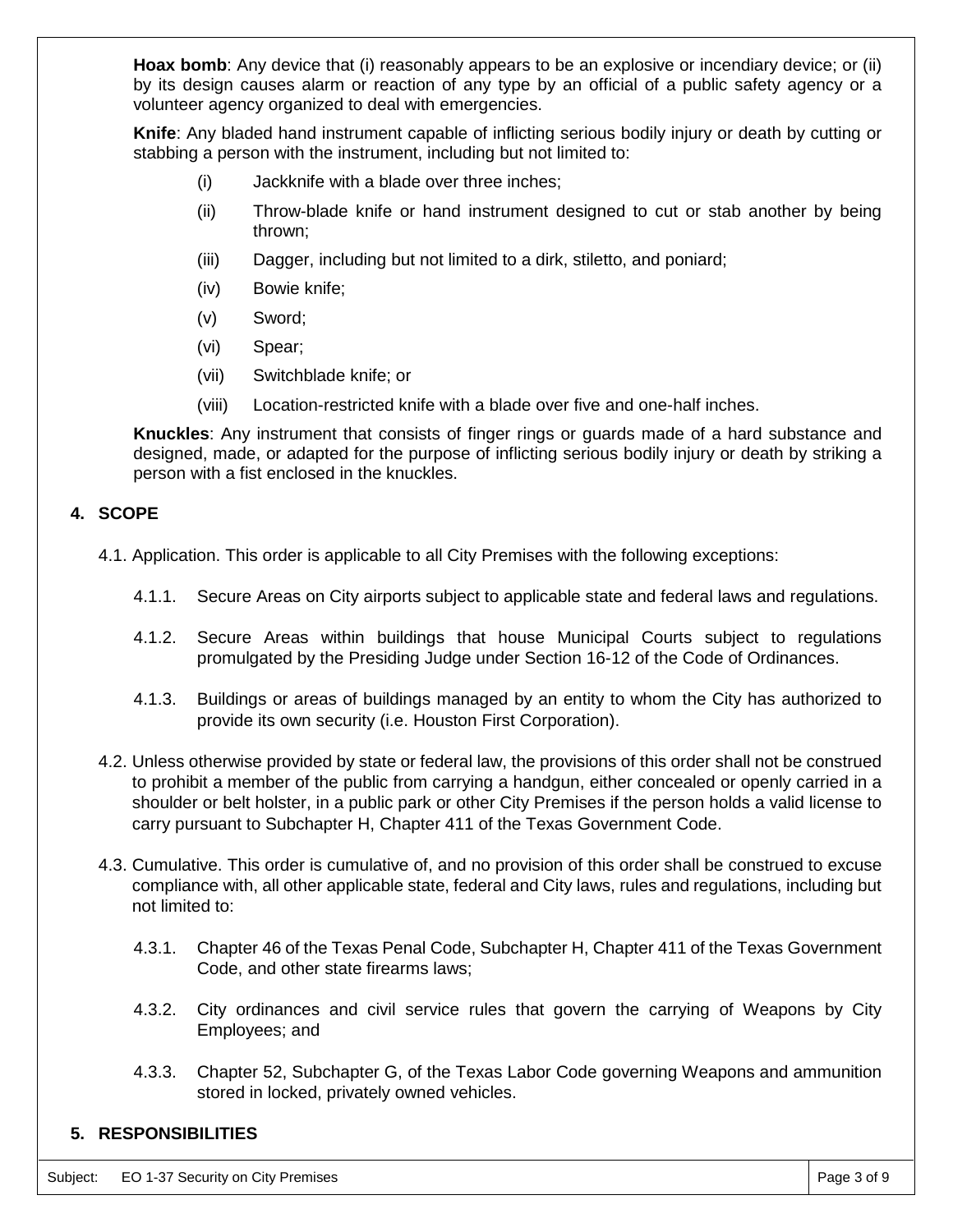**Hoax bomb**: Any device that (i) reasonably appears to be an explosive or incendiary device; or (ii) by its design causes alarm or reaction of any type by an official of a public safety agency or a volunteer agency organized to deal with emergencies.

**Knife**: Any bladed hand instrument capable of inflicting serious bodily injury or death by cutting or stabbing a person with the instrument, including but not limited to:

- (i) Jackknife with a blade over three inches;
- (ii) Throw-blade knife or hand instrument designed to cut or stab another by being thrown;
- (iii) Dagger, including but not limited to a dirk, stiletto, and poniard;
- (iv) Bowie knife;
- (v) Sword;
- (vi) Spear;
- (vii) Switchblade knife; or
- (viii) Location-restricted knife with a blade over five and one-half inches.

**Knuckles**: Any instrument that consists of finger rings or guards made of a hard substance and designed, made, or adapted for the purpose of inflicting serious bodily injury or death by striking a person with a fist enclosed in the knuckles.

## 4. SCOPE

4.1. Application. This order is applicable to all City Premises with the following exceptions:

4.1.1. Secure Areas on City airports subject to applicable state and federal laws and regulations.

4.1.2. Secure Areas within buildings that house Municipal Courts subject to regulations promulgated by the Presiding Judge under Section 16-12 of the Code of Ordinances.

4.1.3. Buildings or areas of buildings managed by an entity to whom the City has authorized to provide its own security (i.e. Houston First Corporation).

4.2. Unless otherwise provided by state or federal law, the provisions of this order shall not be construed to prohibit a member of the public from carrying a handgun, either concealed or openly carried in a shoulder or belt holster, in a public park or other City Premises if the person holds a valid license to carry pursuant to Subchapter H, Chapter 411 of the Texas Government Code.

4.3. Cumulative. This order is cumulative of, and no provision of this order shall be construed to excuse compliance with, all other applicable state, federal and City laws, rules and regulations, including but not limited to:

4.3.1. Chapter 46 of the Texas Penal Code, Subchapter H, Chapter 411 of the Texas Government Code, and other state firearms laws;

4.3.2. City ordinances and civil service rules that govern the carrying of Weapons by City Employees; and

4.3.3. Chapter 52, Subchapter G, of the Texas Labor Code governing Weapons and ammunition stored in locked, privately owned vehicles.

## 5. RESPONSIBILITIES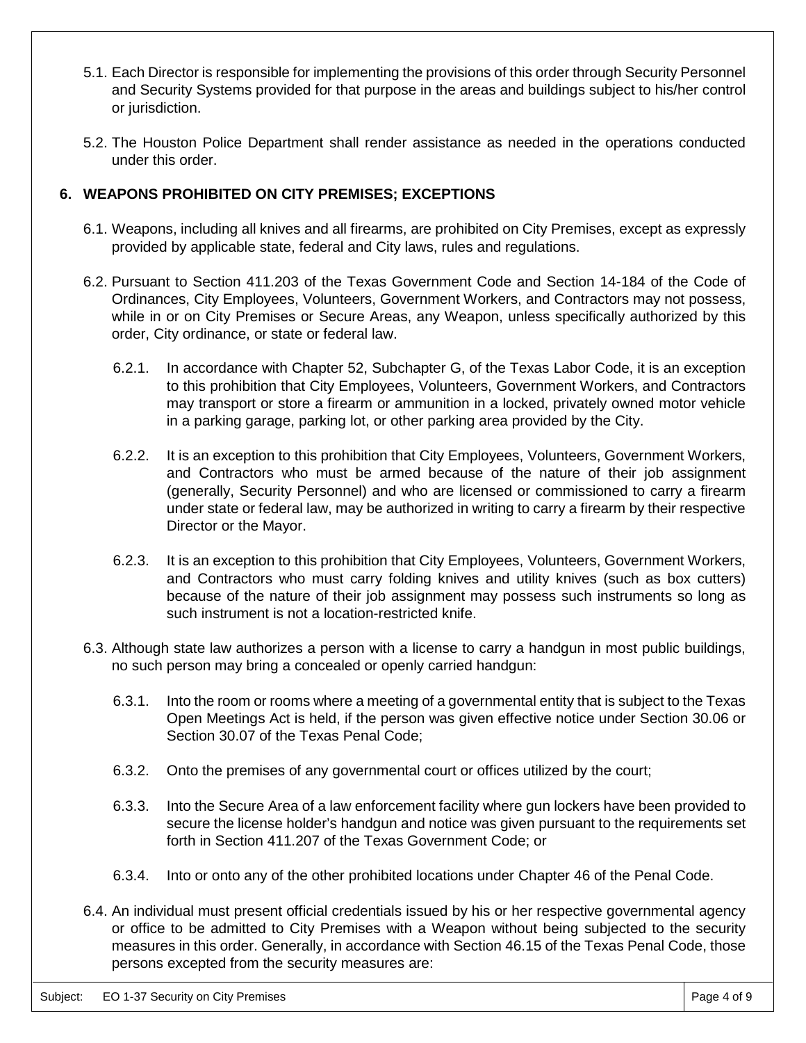5.1. Each Director is responsible for implementing the provisions of this order through Security Personnel and Security Systems provided for that purpose in the areas and buildings subject to his/her control or jurisdiction.

5.2. The Houston Police Department shall render assistance as needed in the operations conducted under this order.

## 6. WEAPONS PROHIBITED ON CITY PREMISES; EXCEPTIONS

6.1. Weapons, including all knives and all firearms, are prohibited on City Premises, except as expressly provided by applicable state, federal and City laws, rules and regulations.

6.2. Pursuant to Section 411.203 of the Texas Government Code and Section 14-184 of the Code of Ordinances, City Employees, Volunteers, Government Workers, and Contractors may not possess, while in or on City Premises or Secure Areas, any Weapon, unless specifically authorized by this order, City ordinance, or state or federal law.

6.2.1. In accordance with Chapter 52, Subchapter G, of the Texas Labor Code, it is an exception to this prohibition that City Employees, Volunteers, Government Workers, and Contractors may transport or store a firearm or ammunition in a locked, privately owned motor vehicle in a parking garage, parking lot, or other parking area provided by the City.

6.2.2. It is an exception to this prohibition that City Employees, Volunteers, Government Workers, and Contractors who must be armed because of the nature of their job assignment (generally, Security Personnel) and who are licensed or commissioned to carry a firearm under state or federal law, may be authorized in writing to carry a firearm by their respective Director or the Mayor.

6.2.3. It is an exception to this prohibition that City Employees, Volunteers, Government Workers, and Contractors who must carry folding knives and utility knives (such as box cutters) because of the nature of their job assignment may possess such instruments so long as such instrument is not a location-restricted knife.

6.3. Although state law authorizes a person with a license to carry a handgun in most public buildings, no such person may bring a concealed or openly carried handgun:

6.3.1. Into the room or rooms where a meeting of a governmental entity that is subject to the Texas Open Meetings Act is held, if the person was given effective notice under Section 30.06 or Section 30.07 of the Texas Penal Code;

6.3.2. Onto the premises of any governmental court or offices utilized by the court;

6.3.3. Into the Secure Area of a law enforcement facility where gun lockers have been provided to secure the license holder's handgun and notice was given pursuant to the requirements set forth in Section 411.207 of the Texas Government Code; or

6.3.4. Into or onto any of the other prohibited locations under Chapter 46 of the Penal Code.

6.4. An individual must present official credentials issued by his or her respective governmental agency or office to be admitted to City Premises with a Weapon without being subjected to the security measures in this order. Generally, in accordance with Section 46.15 of the Texas Penal Code, those persons excepted from the security measures are: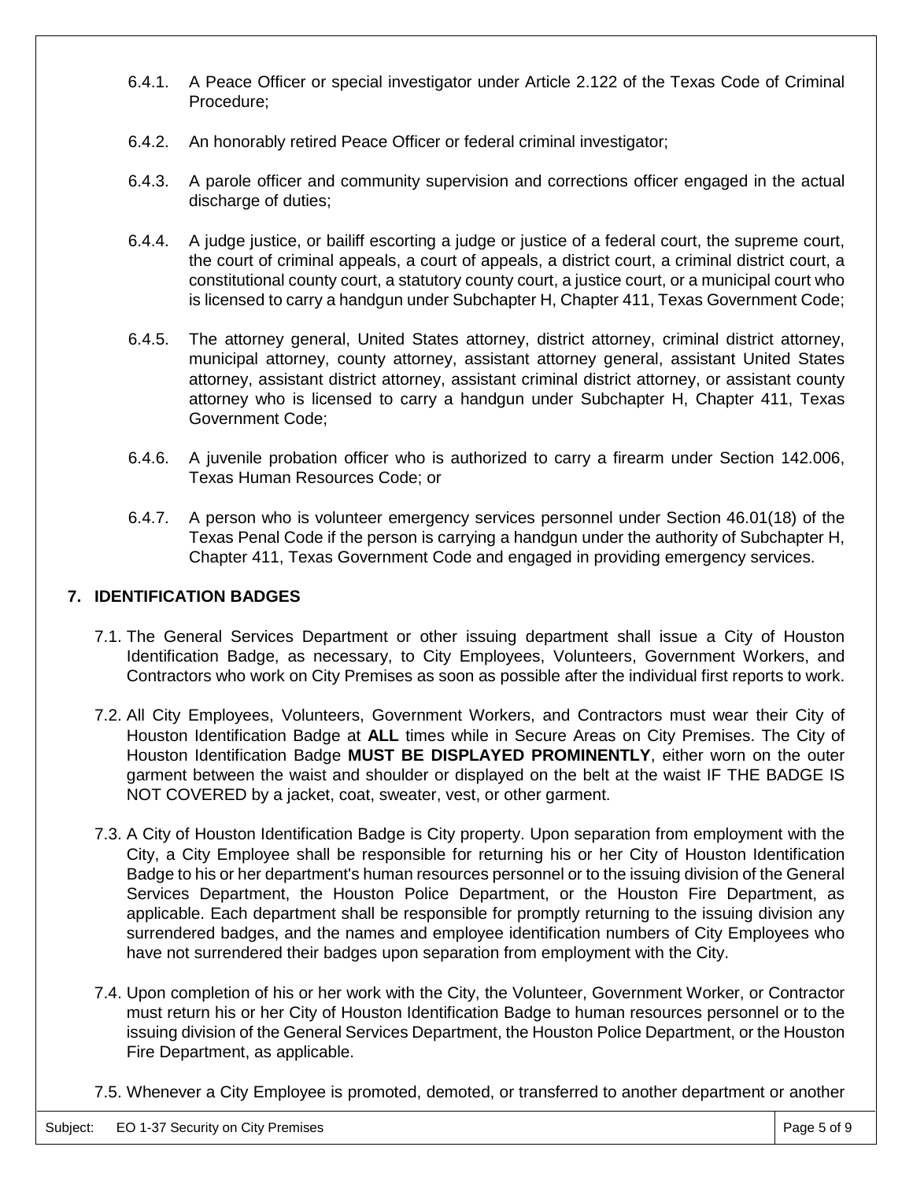6.4.1. A Peace Officer or special investigator under Article 2.122 of the Texas Code of Criminal Procedure;

6.4.2. An honorably retired Peace Officer or federal criminal investigator;

6.4.3. A parole officer and community supervision and corrections officer engaged in the actual discharge of duties;

6.4.4. A judge justice, or bailiff escorting a judge or justice of a federal court, the supreme court, the court of criminal appeals, a court of appeals, a district court, a criminal district court, a constitutional county court, a statutory county court, a justice court, or a municipal court who is licensed to carry a handgun under Subchapter H, Chapter 411, Texas Government Code;

6.4.5. The attorney general, United States attorney, district attorney, criminal district attorney, municipal attorney, county attorney, assistant attorney general, assistant United States attorney, assistant district attorney, assistant criminal district attorney, or assistant county attorney who is licensed to carry a handgun under Subchapter H, Chapter 411, Texas Government Code;

6.4.6. A juvenile probation officer who is authorized to carry a firearm under Section 142.006, Texas Human Resources Code; or

6.4.7. A person who is volunteer emergency services personnel under Section 46.01(18) of the Texas Penal Code if the person is carrying a handgun under the authority of Subchapter H, Chapter 411, Texas Government Code and engaged in providing emergency services.

## 7. IDENTIFICATION BADGES

7.1. The General Services Department or other issuing department shall issue a City of Houston Identification Badge, as necessary, to City Employees, Volunteers, Government Workers, and Contractors who work on City Premises as soon as possible after the individual first reports to work.

7.2. All City Employees, Volunteers, Government Workers, and Contractors must wear their City of Houston Identification Badge at **ALL** times while in Secure Areas on City Premises. The City of Houston Identification Badge **MUST BE DISPLAYED PROMINENTLY**, either worn on the outer garment between the waist and shoulder or displayed on the belt at the waist IF THE BADGE IS NOT COVERED by a jacket, coat, sweater, vest, or other garment.

7.3. A City of Houston Identification Badge is City property. Upon separation from employment with the City, a City Employee shall be responsible for returning his or her City of Houston Identification Badge to his or her department's human resources personnel or to the issuing division of the General Services Department, the Houston Police Department, or the Houston Fire Department, as applicable. Each department shall be responsible for promptly returning to the issuing division any surrendered badges, and the names and employee identification numbers of City Employees who have not surrendered their badges upon separation from employment with the City.

7.4. Upon completion of his or her work with the City, the Volunteer, Government Worker, or Contractor must return his or her City of Houston Identification Badge to human resources personnel or to the issuing division of the General Services Department, the Houston Police Department, or the Houston Fire Department, as applicable.

7.5. Whenever a City Employee is promoted, demoted, or transferred to another department or another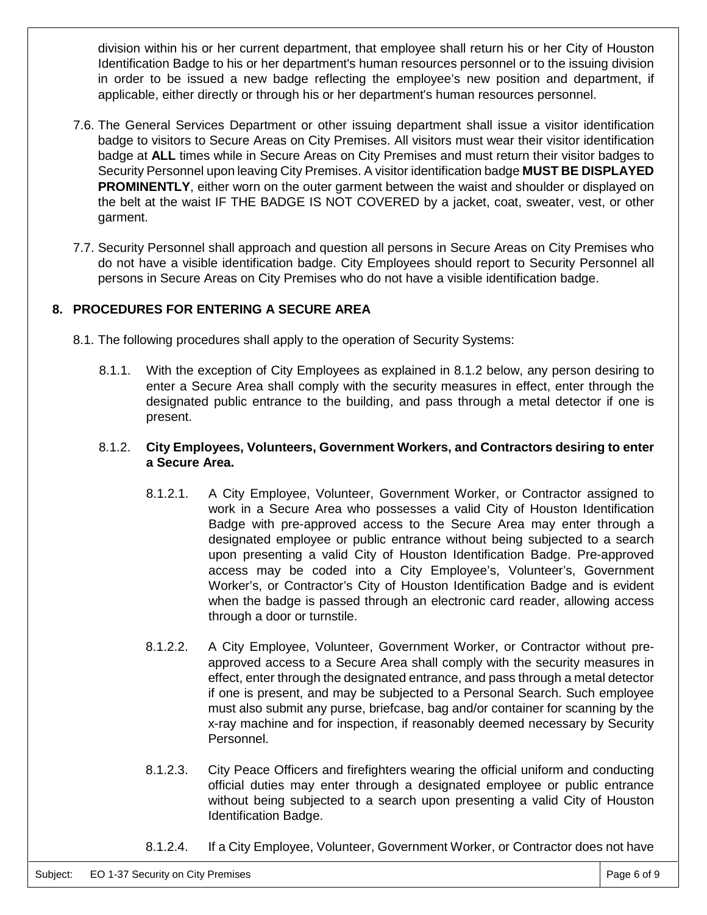division within his or her current department, that employee shall return his or her City of Houston Identification Badge to his or her department's human resources personnel or to the issuing division in order to be issued a new badge reflecting the employee's new position and department, if applicable, either directly or through his or her department's human resources personnel.

7.6. The General Services Department or other issuing department shall issue a visitor identification badge to visitors to Secure Areas on City Premises. All visitors must wear their visitor identification badge at **ALL** times while in Secure Areas on City Premises and must return their visitor badges to Security Personnel upon leaving City Premises. A visitor identification badge **MUST BE DISPLAYED PROMINENTLY**, either worn on the outer garment between the waist and shoulder or displayed on the belt at the waist IF THE BADGE IS NOT COVERED by a jacket, coat, sweater, vest, or other garment.

7.7. Security Personnel shall approach and question all persons in Secure Areas on City Premises who do not have a visible identification badge. City Employees should report to Security Personnel all persons in Secure Areas on City Premises who do not have a visible identification badge.

## 8. PROCEDURES FOR ENTERING A SECURE AREA

8.1. The following procedures shall apply to the operation of Security Systems:

8.1.1. With the exception of City Employees as explained in 8.1.2 below, any person desiring to enter a Secure Area shall comply with the security measures in effect, enter through the designated public entrance to the building, and pass through a metal detector if one is present.

8.1.2. **City Employees, Volunteers, Government Workers, and Contractors desiring to enter a Secure Area.**

8.1.2.1. A City Employee, Volunteer, Government Worker, or Contractor assigned to work in a Secure Area who possesses a valid City of Houston Identification Badge with pre-approved access to the Secure Area may enter through a designated employee or public entrance without being subjected to a search upon presenting a valid City of Houston Identification Badge. Pre-approved access may be coded into a City Employee's, Volunteer's, Government Worker's, or Contractor's City of Houston Identification Badge and is evident when the badge is passed through an electronic card reader, allowing access through a door or turnstile.

8.1.2.2. A City Employee, Volunteer, Government Worker, or Contractor without pre-approved access to a Secure Area shall comply with the security measures in effect, enter through the designated entrance, and pass through a metal detector if one is present, and may be subjected to a Personal Search. Such employee must also submit any purse, briefcase, bag and/or container for scanning by the x-ray machine and for inspection, if reasonably deemed necessary by Security Personnel.

8.1.2.3. City Peace Officers and firefighters wearing the official uniform and conducting official duties may enter through a designated employee or public entrance without being subjected to a search upon presenting a valid City of Houston Identification Badge.

8.1.2.4. If a City Employee, Volunteer, Government Worker, or Contractor does not have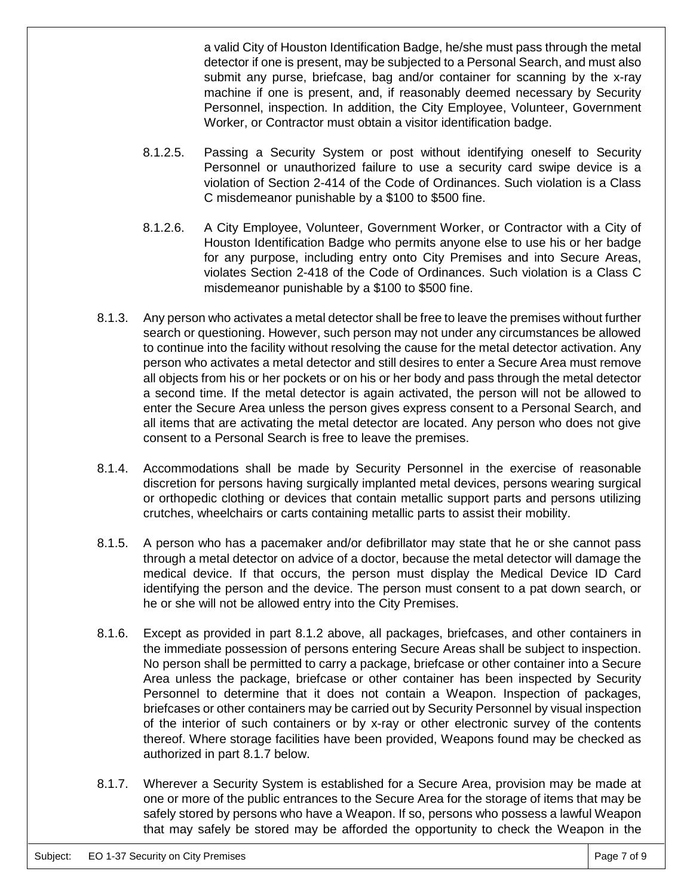a valid City of Houston Identification Badge, he/she must pass through the metal detector if one is present, may be subjected to a Personal Search, and must also submit any purse, briefcase, bag and/or container for scanning by the x-ray machine if one is present, and, if reasonably deemed necessary by Security Personnel, inspection. In addition, the City Employee, Volunteer, Government Worker, or Contractor must obtain a visitor identification badge.

8.1.2.5. Passing a Security System or post without identifying oneself to Security Personnel or unauthorized failure to use a security card swipe device is a violation of Section 2-414 of the Code of Ordinances. Such violation is a Class C misdemeanor punishable by a $100 to $500 fine.

8.1.2.6. A City Employee, Volunteer, Government Worker, or Contractor with a City of Houston Identification Badge who permits anyone else to use his or her badge for any purpose, including entry onto City Premises and into Secure Areas, violates Section 2-418 of the Code of Ordinances. Such violation is a Class C misdemeanor punishable by a $100 to $500 fine.

8.1.3. Any person who activates a metal detector shall be free to leave the premises without further search or questioning. However, such person may not under any circumstances be allowed to continue into the facility without resolving the cause for the metal detector activation. Any person who activates a metal detector and still desires to enter a Secure Area must remove all objects from his or her pockets or on his or her body and pass through the metal detector a second time. If the metal detector is again activated, the person will not be allowed to enter the Secure Area unless the person gives express consent to a Personal Search, and all items that are activating the metal detector are located. Any person who does not give consent to a Personal Search is free to leave the premises.

8.1.4. Accommodations shall be made by Security Personnel in the exercise of reasonable discretion for persons having surgically implanted metal devices, persons wearing surgical or orthopedic clothing or devices that contain metallic support parts and persons utilizing crutches, wheelchairs or carts containing metallic parts to assist their mobility.

8.1.5. A person who has a pacemaker and/or defibrillator may state that he or she cannot pass through a metal detector on advice of a doctor, because the metal detector will damage the medical device. If that occurs, the person must display the Medical Device ID Card identifying the person and the device. The person must consent to a pat down search, or he or she will not be allowed entry into the City Premises.

8.1.6. Except as provided in part 8.1.2 above, all packages, briefcases, and other containers in the immediate possession of persons entering Secure Areas shall be subject to inspection. No person shall be permitted to carry a package, briefcase or other container into a Secure Area unless the package, briefcase or other container has been inspected by Security Personnel to determine that it does not contain a Weapon. Inspection of packages, briefcases or other containers may be carried out by Security Personnel by visual inspection of the interior of such containers or by x-ray or other electronic survey of the contents thereof. Where storage facilities have been provided, Weapons found may be checked as authorized in part 8.1.7 below.

8.1.7. Wherever a Security System is established for a Secure Area, provision may be made at one or more of the public entrances to the Secure Area for the storage of items that may be safely stored by persons who have a Weapon. If so, persons who possess a lawful Weapon that may safely be stored may be afforded the opportunity to check the Weapon in the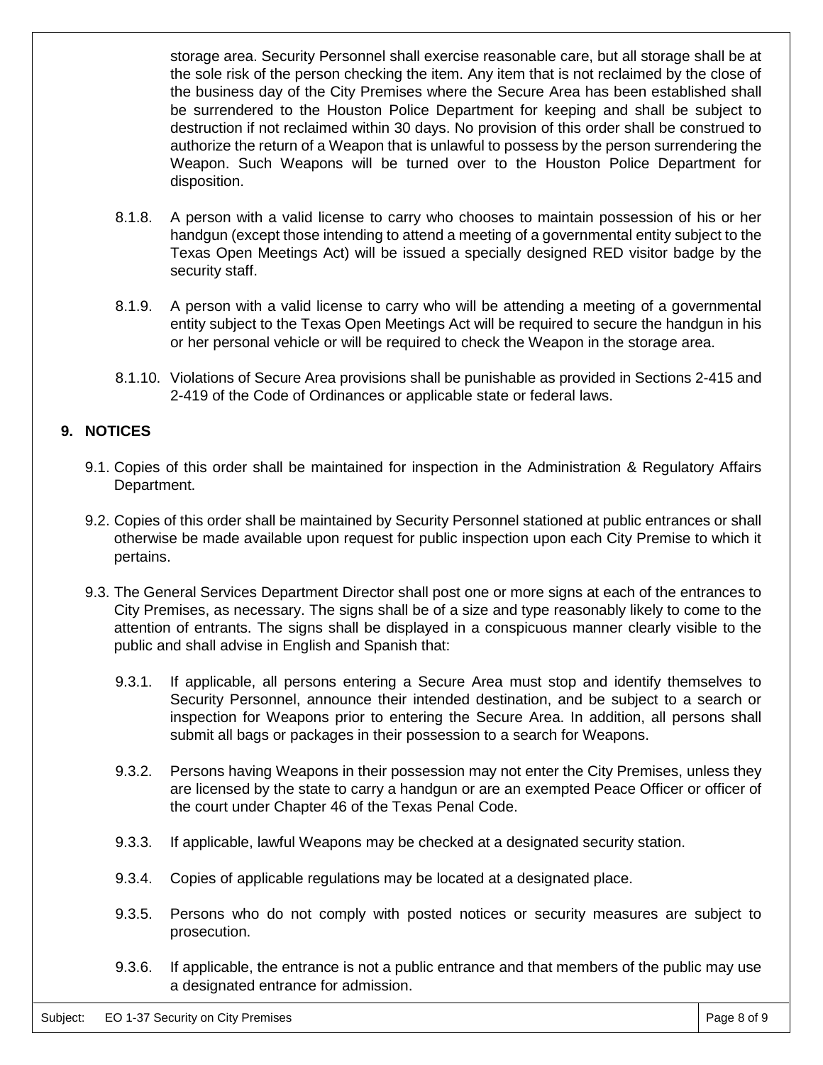storage area. Security Personnel shall exercise reasonable care, but all storage shall be at the sole risk of the person checking the item. Any item that is not reclaimed by the close of the business day of the City Premises where the Secure Area has been established shall be surrendered to the Houston Police Department for keeping and shall be subject to destruction if not reclaimed within 30 days. No provision of this order shall be construed to authorize the return of a Weapon that is unlawful to possess by the person surrendering the Weapon. Such Weapons will be turned over to the Houston Police Department for disposition.

8.1.8. A person with a valid license to carry who chooses to maintain possession of his or her handgun (except those intending to attend a meeting of a governmental entity subject to the Texas Open Meetings Act) will be issued a specially designed RED visitor badge by the security staff.

8.1.9. A person with a valid license to carry who will be attending a meeting of a governmental entity subject to the Texas Open Meetings Act will be required to secure the handgun in his or her personal vehicle or will be required to check the Weapon in the storage area.

8.1.10. Violations of Secure Area provisions shall be punishable as provided in Sections 2-415 and 2-419 of the Code of Ordinances or applicable state or federal laws.

## 9. NOTICES

9.1. Copies of this order shall be maintained for inspection in the Administration & Regulatory Affairs Department.

9.2. Copies of this order shall be maintained by Security Personnel stationed at public entrances or shall otherwise be made available upon request for public inspection upon each City Premise to which it pertains.

9.3. The General Services Department Director shall post one or more signs at each of the entrances to City Premises, as necessary. The signs shall be of a size and type reasonably likely to come to the attention of entrants. The signs shall be displayed in a conspicuous manner clearly visible to the public and shall advise in English and Spanish that:

9.3.1. If applicable, all persons entering a Secure Area must stop and identify themselves to Security Personnel, announce their intended destination, and be subject to a search or inspection for Weapons prior to entering the Secure Area. In addition, all persons shall submit all bags or packages in their possession to a search for Weapons.

9.3.2. Persons having Weapons in their possession may not enter the City Premises, unless they are licensed by the state to carry a handgun or are an exempted Peace Officer or officer of the court under Chapter 46 of the Texas Penal Code.

9.3.3. If applicable, lawful Weapons may be checked at a designated security station.

9.3.4. Copies of applicable regulations may be located at a designated place.

9.3.5. Persons who do not comply with posted notices or security measures are subject to prosecution.

9.3.6. If applicable, the entrance is not a public entrance and that members of the public may use a designated entrance for admission.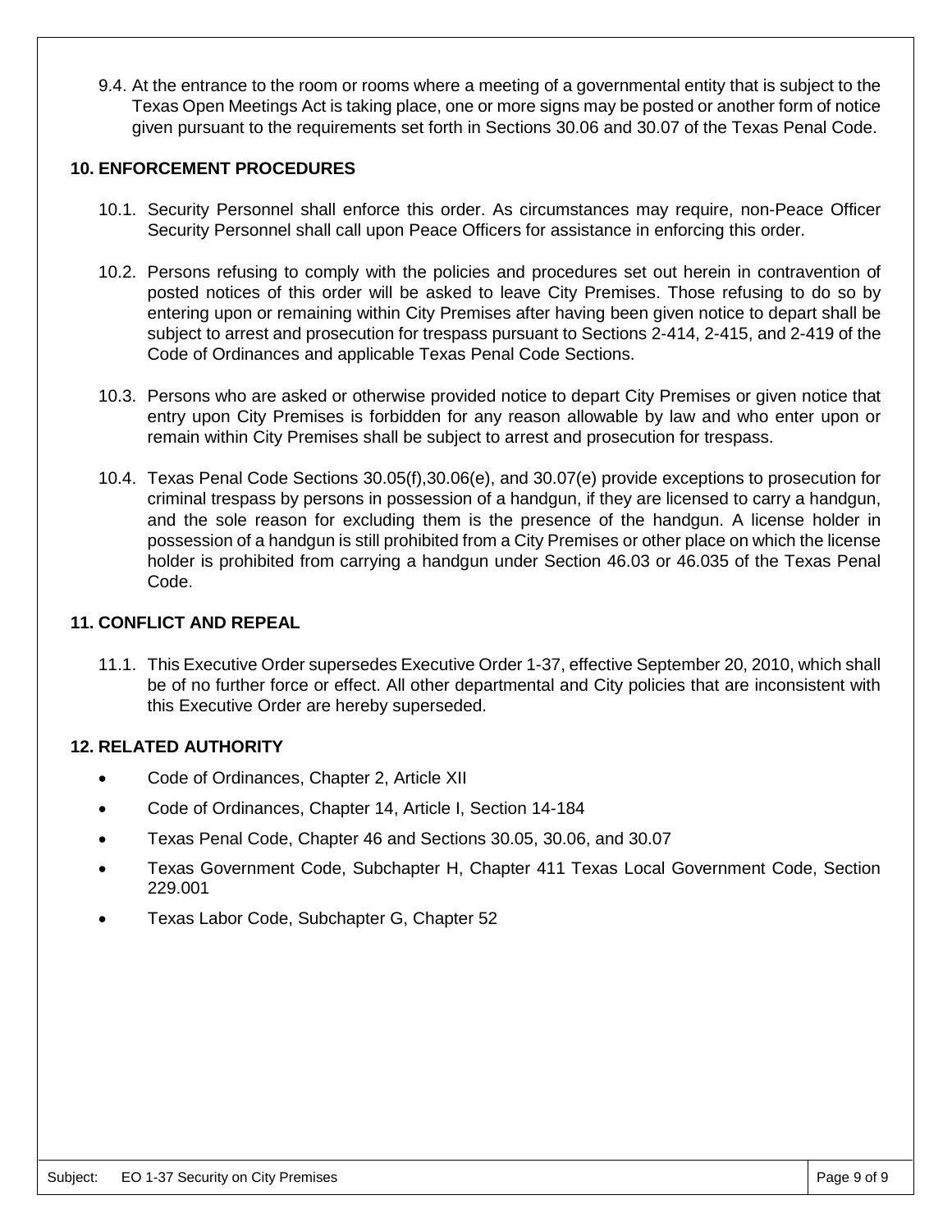9.4. At the entrance to the room or rooms where a meeting of a governmental entity that is subject to the Texas Open Meetings Act is taking place, one or more signs may be posted or another form of notice given pursuant to the requirements set forth in Sections 30.06 and 30.07 of the Texas Penal Code.

## 10. ENFORCEMENT PROCEDURES

10.1. Security Personnel shall enforce this order. As circumstances may require, non-Peace Officer Security Personnel shall call upon Peace Officers for assistance in enforcing this order.

10.2. Persons refusing to comply with the policies and procedures set out herein in contravention of posted notices of this order will be asked to leave City Premises. Those refusing to do so by entering upon or remaining within City Premises after having been given notice to depart shall be subject to arrest and prosecution for trespass pursuant to Sections 2-414, 2-415, and 2-419 of the Code of Ordinances and applicable Texas Penal Code Sections.

10.3. Persons who are asked or otherwise provided notice to depart City Premises or given notice that entry upon City Premises is forbidden for any reason allowable by law and who enter upon or remain within City Premises shall be subject to arrest and prosecution for trespass.

10.4. Texas Penal Code Sections 30.05(f),30.06(e), and 30.07(e) provide exceptions to prosecution for criminal trespass by persons in possession of a handgun, if they are licensed to carry a handgun, and the sole reason for excluding them is the presence of the handgun. A license holder in possession of a handgun is still prohibited from a City Premises or other place on which the license holder is prohibited from carrying a handgun under Section 46.03 or 46.035 of the Texas Penal Code.

## 11. CONFLICT AND REPEAL

11.1. This Executive Order supersedes Executive Order 1-37, effective September 20, 2010, which shall be of no further force or effect. All other departmental and City policies that are inconsistent with this Executive Order are hereby superseded.

## 12. RELATED AUTHORITY

- Code of Ordinances, Chapter 2, Article XII
- Code of Ordinances, Chapter 14, Article I, Section 14-184
- Texas Penal Code, Chapter 46 and Sections 30.05, 30.06, and 30.07
- Texas Government Code, Subchapter H, Chapter 411 Texas Local Government Code, Section 229.001
- Texas Labor Code, Subchapter G, Chapter 52